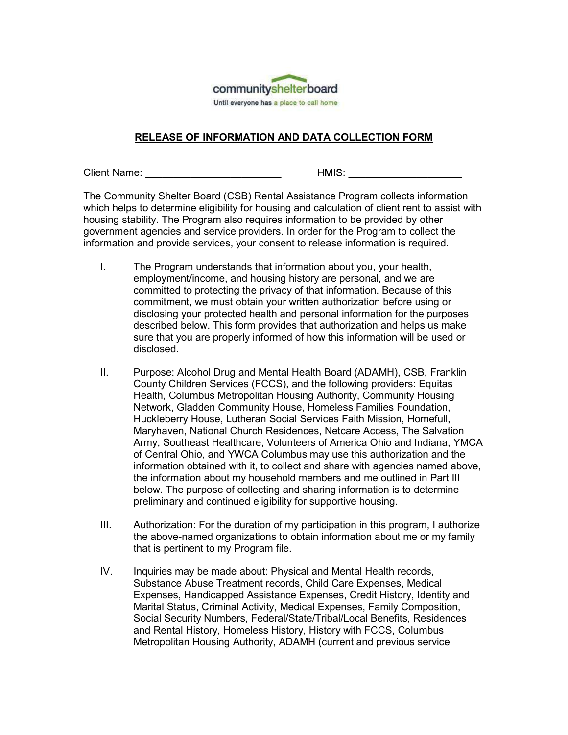communityshelterboard

Until everyone has a place to call home

## RELEASE OF INFORMATION AND DATA COLLECTION FORM

Client Name: ________________________ HMIS: ____________________

The Community Shelter Board (CSB) Rental Assistance Program collects information which helps to determine eligibility for housing and calculation of client rent to assist with housing stability. The Program also requires information to be provided by other government agencies and service providers. In order for the Program to collect the information and provide services, your consent to release information is required.

I. The Program understands that information about you, your health, employment/income, and housing history are personal, and we are committed to protecting the privacy of that information. Because of this commitment, we must obtain your written authorization before using or disclosing your protected health and personal information for the purposes described below. This form provides that authorization and helps us make sure that you are properly informed of how this information will be used or disclosed.

II. Purpose: Alcohol Drug and Mental Health Board (ADAMH), CSB, Franklin County Children Services (FCCS), and the following providers: Equitas Health, Columbus Metropolitan Housing Authority, Community Housing Network, Gladden Community House, Homeless Families Foundation, Huckleberry House, Lutheran Social Services Faith Mission, Homefull, Maryhaven, National Church Residences, Netcare Access, The Salvation Army, Southeast Healthcare, Volunteers of America Ohio and Indiana, YMCA of Central Ohio, and YWCA Columbus may use this authorization and the information obtained with it, to collect and share with agencies named above, the information about my household members and me outlined in Part III below. The purpose of collecting and sharing information is to determine preliminary and continued eligibility for supportive housing.

III. Authorization: For the duration of my participation in this program, I authorize the above-named organizations to obtain information about me or my family that is pertinent to my Program file.

IV. Inquiries may be made about: Physical and Mental Health records, Substance Abuse Treatment records, Child Care Expenses, Medical Expenses, Handicapped Assistance Expenses, Credit History, Identity and Marital Status, Criminal Activity, Medical Expenses, Family Composition, Social Security Numbers, Federal/State/Tribal/Local Benefits, Residences and Rental History, Homeless History, History with FCCS, Columbus Metropolitan Housing Authority, ADAMH (current and previous service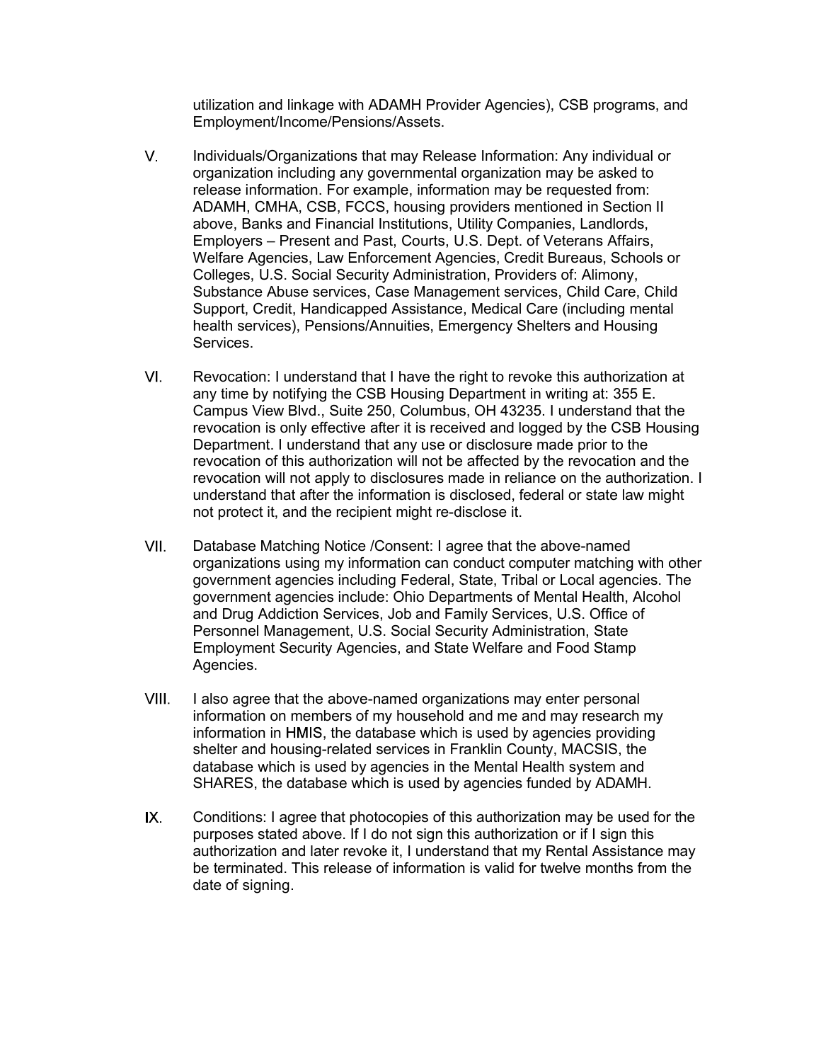utilization and linkage with ADAMH Provider Agencies), CSB programs, and Employment/Income/Pensions/Assets.

V. Individuals/Organizations that may Release Information: Any individual or organization including any governmental organization may be asked to release information. For example, information may be requested from: ADAMH, CMHA, CSB, FCCS, housing providers mentioned in Section II above, Banks and Financial Institutions, Utility Companies, Landlords, Employers – Present and Past, Courts, U.S. Dept. of Veterans Affairs, Welfare Agencies, Law Enforcement Agencies, Credit Bureaus, Schools or Colleges, U.S. Social Security Administration, Providers of: Alimony, Substance Abuse services, Case Management services, Child Care, Child Support, Credit, Handicapped Assistance, Medical Care (including mental health services), Pensions/Annuities, Emergency Shelters and Housing Services.

VI. Revocation: I understand that I have the right to revoke this authorization at any time by notifying the CSB Housing Department in writing at: 355 E. Campus View Blvd., Suite 250, Columbus, OH 43235. I understand that the revocation is only effective after it is received and logged by the CSB Housing Department. I understand that any use or disclosure made prior to the revocation of this authorization will not be affected by the revocation and the revocation will not apply to disclosures made in reliance on the authorization. I understand that after the information is disclosed, federal or state law might not protect it, and the recipient might re-disclose it.

VII. Database Matching Notice /Consent: I agree that the above-named organizations using my information can conduct computer matching with other government agencies including Federal, State, Tribal or Local agencies. The government agencies include: Ohio Departments of Mental Health, Alcohol and Drug Addiction Services, Job and Family Services, U.S. Office of Personnel Management, U.S. Social Security Administration, State Employment Security Agencies, and State Welfare and Food Stamp Agencies.

VIII. I also agree that the above-named organizations may enter personal information on members of my household and me and may research my information in HMIS, the database which is used by agencies providing shelter and housing-related services in Franklin County, MACSIS, the database which is used by agencies in the Mental Health system and SHARES, the database which is used by agencies funded by ADAMH.

IX. Conditions: I agree that photocopies of this authorization may be used for the purposes stated above. If I do not sign this authorization or if I sign this authorization and later revoke it, I understand that my Rental Assistance may be terminated. This release of information is valid for twelve months from the date of signing.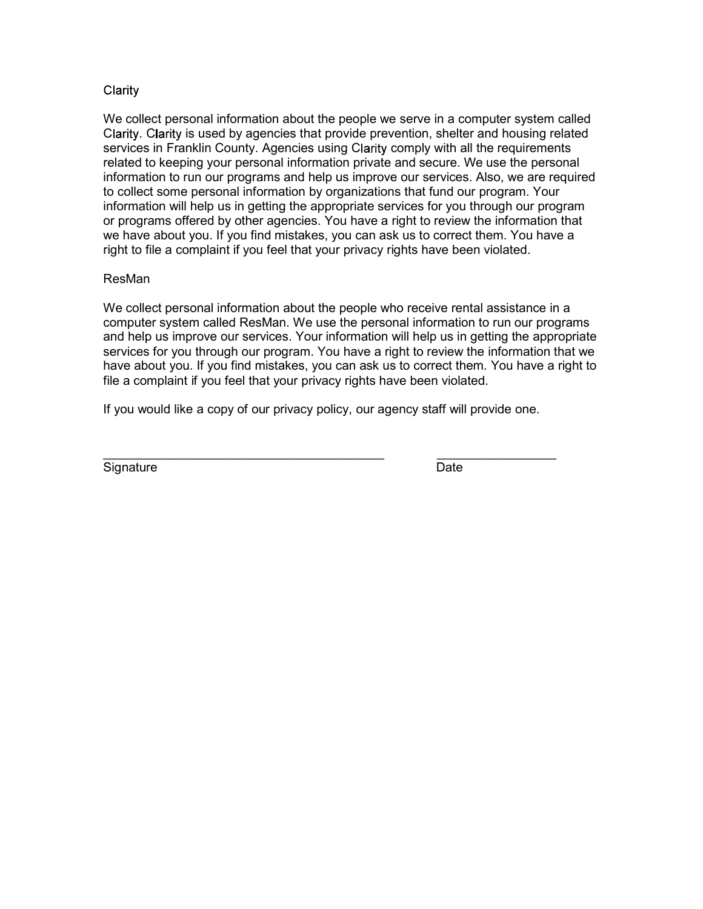## Clarity

We collect personal information about the people we serve in a computer system called Clarity. Clarity is used by agencies that provide prevention, shelter and housing related services in Franklin County. Agencies using Clarity comply with all the requirements related to keeping your personal information private and secure. We use the personal information to run our programs and help us improve our services. Also, we are required to collect some personal information by organizations that fund our program. Your information will help us in getting the appropriate services for you through our program or programs offered by other agencies. You have a right to review the information that we have about you. If you find mistakes, you can ask us to correct them. You have a right to file a complaint if you feel that your privacy rights have been violated.

## ResMan

We collect personal information about the people who receive rental assistance in a computer system called ResMan. We use the personal information to run our programs and help us improve our services. Your information will help us in getting the appropriate services for you through our program. You have a right to review the information that we have about you. If you find mistakes, you can ask us to correct them. You have a right to file a complaint if you feel that your privacy rights have been violated.

If you would like a copy of our privacy policy, our agency staff will provide one.

_________________________________________ _________________

Signature Date